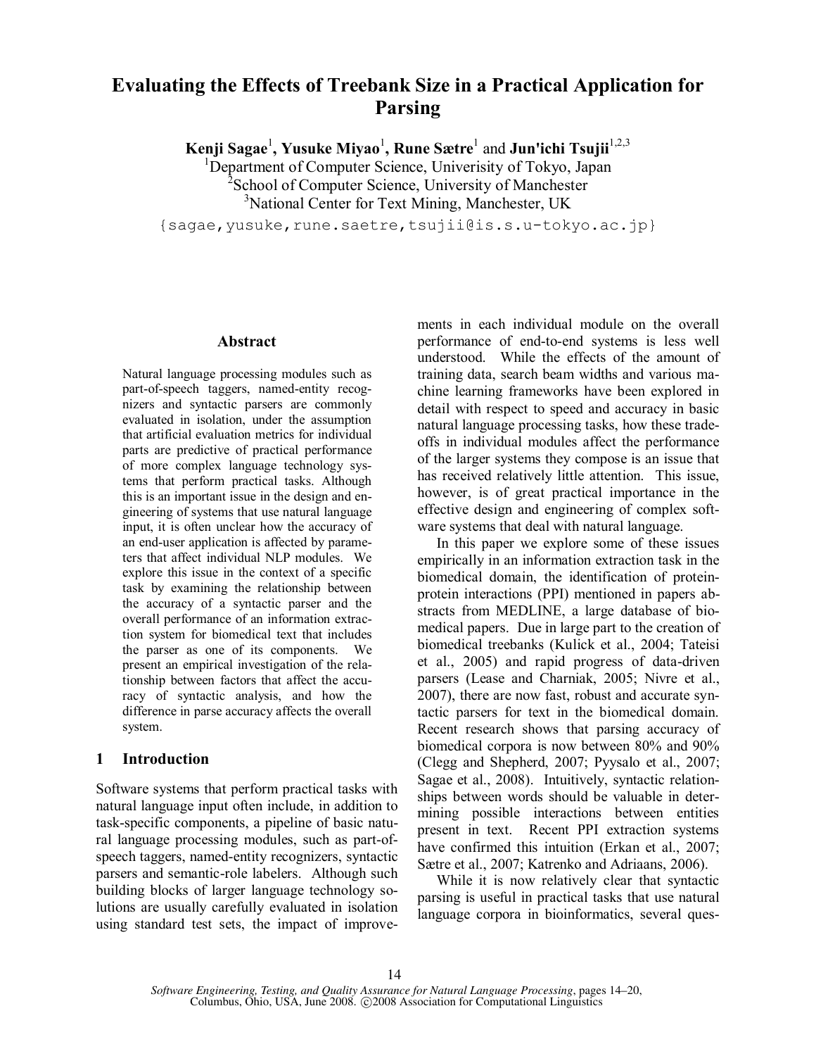# Evaluating the Effects of Treebank Size in a Practical Application for Parsing

**Kenji Sagae**[1], **Yusuke Miyao**[1], **Rune Sætre**[1] and **Jun'ichi Tsujii**[1,2,3]

[1]Department of Computer Science, Univerisity of Tokyo, Japan
[2]School of Computer Science, University of Manchester
[3]National Center for Text Mining, Manchester, UK

{sagae,yusuke,rune.saetre,tsujii@is.s.u-tokyo.ac.jp}

## Abstract

Natural language processing modules such as part-of-speech taggers, named-entity recognizers and syntactic parsers are commonly evaluated in isolation, under the assumption that artificial evaluation metrics for individual parts are predictive of practical performance of more complex language technology systems that perform practical tasks. Although this is an important issue in the design and engineering of systems that use natural language input, it is often unclear how the accuracy of an end-user application is affected by parameters that affect individual NLP modules. We explore this issue in the context of a specific task by examining the relationship between the accuracy of a syntactic parser and the overall performance of an information extraction system for biomedical text that includes the parser as one of its components. We present an empirical investigation of the relationship between factors that affect the accuracy of syntactic analysis, and how the difference in parse accuracy affects the overall system.

## 1 Introduction

Software systems that perform practical tasks with natural language input often include, in addition to task-specific components, a pipeline of basic natural language processing modules, such as part-of-speech taggers, named-entity recognizers, syntactic parsers and semantic-role labelers. Although such building blocks of larger language technology solutions are usually carefully evaluated in isolation using standard test sets, the impact of improvements in each individual module on the overall performance of end-to-end systems is less well understood. While the effects of the amount of training data, search beam widths and various machine learning frameworks have been explored in detail with respect to speed and accuracy in basic natural language processing tasks, how these trade-offs in individual modules affect the performance of the larger systems they compose is an issue that has received relatively little attention. This issue, however, is of great practical importance in the effective design and engineering of complex software systems that deal with natural language.

In this paper we explore some of these issues empirically in an information extraction task in the biomedical domain, the identification of protein-protein interactions (PPI) mentioned in papers abstracts from MEDLINE, a large database of biomedical papers. Due in large part to the creation of biomedical treebanks (Kulick et al., 2004; Tateisi et al., 2005) and rapid progress of data-driven parsers (Lease and Charniak, 2005; Nivre et al., 2007), there are now fast, robust and accurate syntactic parsers for text in the biomedical domain. Recent research shows that parsing accuracy of biomedical corpora is now between 80% and 90% (Clegg and Shepherd, 2007; Pyysalo et al., 2007; Sagae et al., 2008). Intuitively, syntactic relationships between words should be valuable in determining possible interactions between entities present in text. Recent PPI extraction systems have confirmed this intuition (Erkan et al., 2007; Sætre et al., 2007; Katrenko and Adriaans, 2006).

While it is now relatively clear that syntactic parsing is useful in practical tasks that use natural language corpora in bioinformatics, several ques-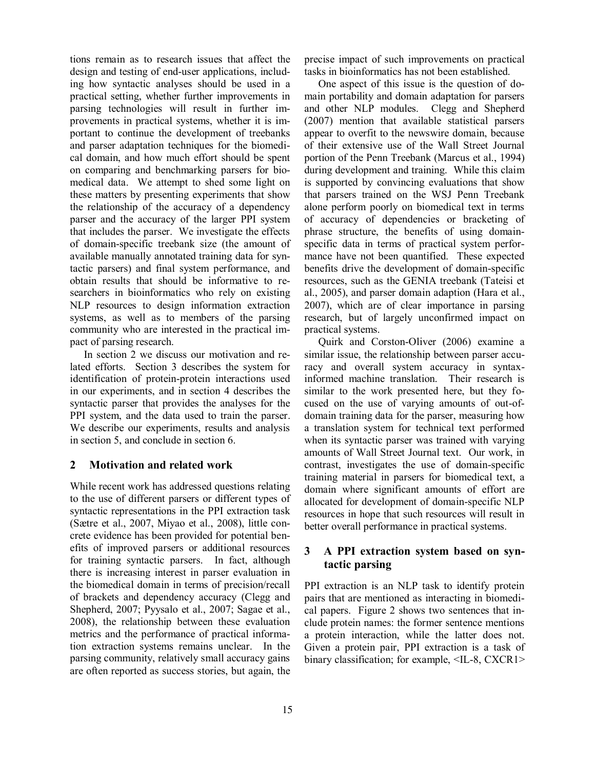tions remain as to research issues that affect the design and testing of end-user applications, including how syntactic analyses should be used in a practical setting, whether further improvements in parsing technologies will result in further improvements in practical systems, whether it is important to continue the development of treebanks and parser adaptation techniques for the biomedical domain, and how much effort should be spent on comparing and benchmarking parsers for biomedical data. We attempt to shed some light on these matters by presenting experiments that show the relationship of the accuracy of a dependency parser and the accuracy of the larger PPI system that includes the parser. We investigate the effects of domain-specific treebank size (the amount of available manually annotated training data for syntactic parsers) and final system performance, and obtain results that should be informative to researchers in bioinformatics who rely on existing NLP resources to design information extraction systems, as well as to members of the parsing community who are interested in the practical impact of parsing research.

In section 2 we discuss our motivation and related efforts. Section 3 describes the system for identification of protein-protein interactions used in our experiments, and in section 4 describes the syntactic parser that provides the analyses for the PPI system, and the data used to train the parser. We describe our experiments, results and analysis in section 5, and conclude in section 6.

## 2 Motivation and related work

While recent work has addressed questions relating to the use of different parsers or different types of syntactic representations in the PPI extraction task (Sætre et al., 2007, Miyao et al., 2008), little concrete evidence has been provided for potential benefits of improved parsers or additional resources for training syntactic parsers. In fact, although there is increasing interest in parser evaluation in the biomedical domain in terms of precision/recall of brackets and dependency accuracy (Clegg and Shepherd, 2007; Pyysalo et al., 2007; Sagae et al., 2008), the relationship between these evaluation metrics and the performance of practical information extraction systems remains unclear. In the parsing community, relatively small accuracy gains are often reported as success stories, but again, the precise impact of such improvements on practical tasks in bioinformatics has not been established.

One aspect of this issue is the question of domain portability and domain adaptation for parsers and other NLP modules. Clegg and Shepherd (2007) mention that available statistical parsers appear to overfit to the newswire domain, because of their extensive use of the Wall Street Journal portion of the Penn Treebank (Marcus et al., 1994) during development and training. While this claim is supported by convincing evaluations that show that parsers trained on the WSJ Penn Treebank alone perform poorly on biomedical text in terms of accuracy of dependencies or bracketing of phrase structure, the benefits of using domain-specific data in terms of practical system performance have not been quantified. These expected benefits drive the development of domain-specific resources, such as the GENIA treebank (Tateisi et al., 2005), and parser domain adaption (Hara et al., 2007), which are of clear importance in parsing research, but of largely unconfirmed impact on practical systems.

Quirk and Corston-Oliver (2006) examine a similar issue, the relationship between parser accuracy and overall system accuracy in syntax-informed machine translation. Their research is similar to the work presented here, but they focused on the use of varying amounts of out-of-domain training data for the parser, measuring how a translation system for technical text performed when its syntactic parser was trained with varying amounts of Wall Street Journal text. Our work, in contrast, investigates the use of domain-specific training material in parsers for biomedical text, a domain where significant amounts of effort are allocated for development of domain-specific NLP resources in hope that such resources will result in better overall performance in practical systems.

## 3 A PPI extraction system based on syntactic parsing

PPI extraction is an NLP task to identify protein pairs that are mentioned as interacting in biomedical papers. Figure 2 shows two sentences that include protein names: the former sentence mentions a protein interaction, while the latter does not. Given a protein pair, PPI extraction is a task of binary classification; for example, <IL-8, CXCR1>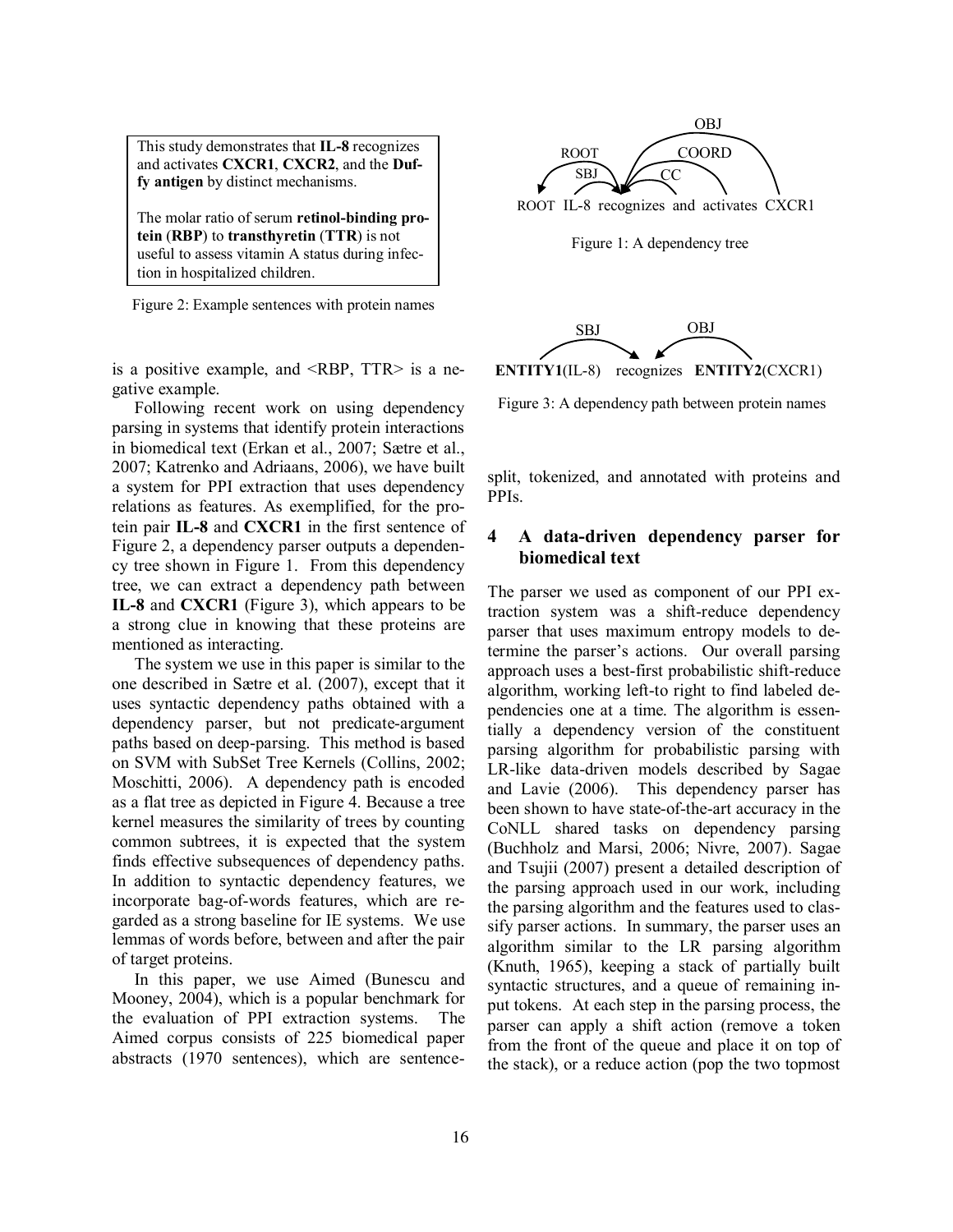This study demonstrates that **IL-8** recognizes and activates **CXCR1**, **CXCR2**, and the **Duffy antigen** by distinct mechanisms.

The molar ratio of serum **retinol-binding protein** (**RBP**) to **transthyretin** (**TTR**) is not useful to assess vitamin A status during infection in hospitalized children.

Figure 2: Example sentences with protein names

ROOT IL-8 recognizes and activates CXCR1

Figure 1: A dependency tree

**ENTITY1**(IL-8) recognizes **ENTITY2**(CXCR1)

Figure 3: A dependency path between protein names

is a positive example, and <RBP, TTR> is a negative example.

Following recent work on using dependency parsing in systems that identify protein interactions in biomedical text (Erkan et al., 2007; Sætre et al., 2007; Katrenko and Adriaans, 2006), we have built a system for PPI extraction that uses dependency relations as features. As exemplified, for the protein pair **IL-8** and **CXCR1** in the first sentence of Figure 2, a dependency parser outputs a dependency tree shown in Figure 1. From this dependency tree, we can extract a dependency path between **IL-8** and **CXCR1** (Figure 3), which appears to be a strong clue in knowing that these proteins are mentioned as interacting.

The system we use in this paper is similar to the one described in Sætre et al. (2007), except that it uses syntactic dependency paths obtained with a dependency parser, but not predicate-argument paths based on deep-parsing. This method is based on SVM with SubSet Tree Kernels (Collins, 2002; Moschitti, 2006). A dependency path is encoded as a flat tree as depicted in Figure 4. Because a tree kernel measures the similarity of trees by counting common subtrees, it is expected that the system finds effective subsequences of dependency paths. In addition to syntactic dependency features, we incorporate bag-of-words features, which are regarded as a strong baseline for IE systems. We use lemmas of words before, between and after the pair of target proteins.

In this paper, we use Aimed (Bunescu and Mooney, 2004), which is a popular benchmark for the evaluation of PPI extraction systems. The Aimed corpus consists of 225 biomedical paper abstracts (1970 sentences), which are sentence-split, tokenized, and annotated with proteins and PPIs.

## 4 A data-driven dependency parser for biomedical text

The parser we used as component of our PPI extraction system was a shift-reduce dependency parser that uses maximum entropy models to determine the parser's actions. Our overall parsing approach uses a best-first probabilistic shift-reduce algorithm, working left-to right to find labeled dependencies one at a time. The algorithm is essentially a dependency version of the constituent parsing algorithm for probabilistic parsing with LR-like data-driven models described by Sagae and Lavie (2006). This dependency parser has been shown to have state-of-the-art accuracy in the CoNLL shared tasks on dependency parsing (Buchholz and Marsi, 2006; Nivre, 2007). Sagae and Tsujii (2007) present a detailed description of the parsing approach used in our work, including the parsing algorithm and the features used to classify parser actions. In summary, the parser uses an algorithm similar to the LR parsing algorithm (Knuth, 1965), keeping a stack of partially built syntactic structures, and a queue of remaining input tokens. At each step in the parsing process, the parser can apply a shift action (remove a token from the front of the queue and place it on top of the stack), or a reduce action (pop the two topmost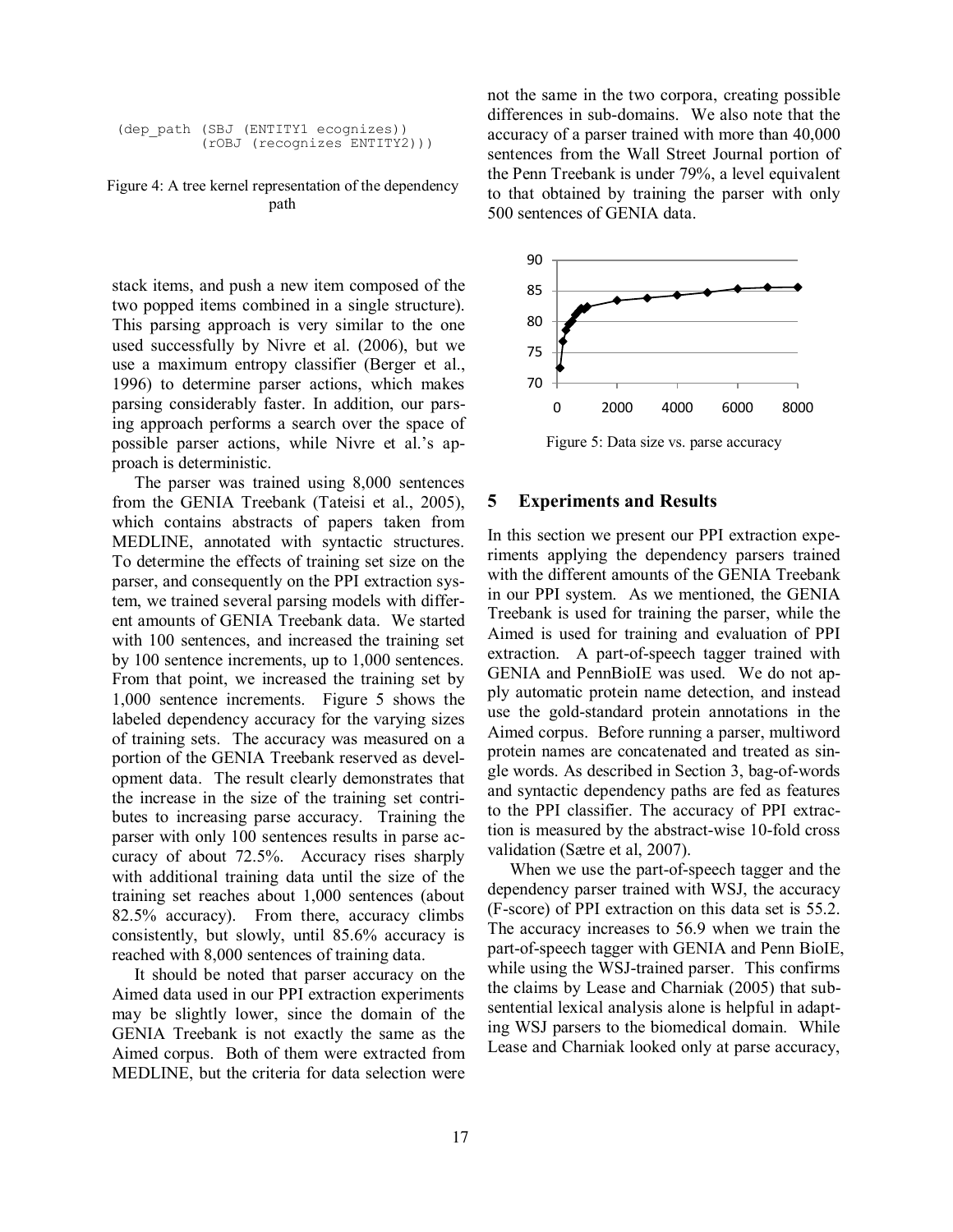```
(dep_path (SBJ (ENTITY1 ecognizes))
          (rOBJ (recognizes ENTITY2)))
```

Figure 4: A tree kernel representation of the dependency path

stack items, and push a new item composed of the two popped items combined in a single structure). This parsing approach is very similar to the one used successfully by Nivre et al. (2006), but we use a maximum entropy classifier (Berger et al., 1996) to determine parser actions, which makes parsing considerably faster. In addition, our parsing approach performs a search over the space of possible parser actions, while Nivre et al.'s approach is deterministic.

The parser was trained using 8,000 sentences from the GENIA Treebank (Tateisi et al., 2005), which contains abstracts of papers taken from MEDLINE, annotated with syntactic structures. To determine the effects of training set size on the parser, and consequently on the PPI extraction system, we trained several parsing models with different amounts of GENIA Treebank data. We started with 100 sentences, and increased the training set by 100 sentence increments, up to 1,000 sentences. From that point, we increased the training set by 1,000 sentence increments. Figure 5 shows the labeled dependency accuracy for the varying sizes of training sets. The accuracy was measured on a portion of the GENIA Treebank reserved as development data. The result clearly demonstrates that the increase in the size of the training set contributes to increasing parse accuracy. Training the parser with only 100 sentences results in parse accuracy of about 72.5%. Accuracy rises sharply with additional training data until the size of the training set reaches about 1,000 sentences (about 82.5% accuracy). From there, accuracy climbs consistently, but slowly, until 85.6% accuracy is reached with 8,000 sentences of training data.

It should be noted that parser accuracy on the Aimed data used in our PPI extraction experiments may be slightly lower, since the domain of the GENIA Treebank is not exactly the same as the Aimed corpus. Both of them were extracted from MEDLINE, but the criteria for data selection were not the same in the two corpora, creating possible differences in sub-domains. We also note that the accuracy of a parser trained with more than 40,000 sentences from the Wall Street Journal portion of the Penn Treebank is under 79%, a level equivalent to that obtained by training the parser with only 500 sentences of GENIA data.

Figure 5: Data size vs. parse accuracy

## 5 Experiments and Results

In this section we present our PPI extraction experiments applying the dependency parsers trained with the different amounts of the GENIA Treebank in our PPI system. As we mentioned, the GENIA Treebank is used for training the parser, while the Aimed is used for training and evaluation of PPI extraction. A part-of-speech tagger trained with GENIA and PennBioIE was used. We do not apply automatic protein name detection, and instead use the gold-standard protein annotations in the Aimed corpus. Before running a parser, multiword protein names are concatenated and treated as single words. As described in Section 3, bag-of-words and syntactic dependency paths are fed as features to the PPI classifier. The accuracy of PPI extraction is measured by the abstract-wise 10-fold cross validation (Sætre et al, 2007).

When we use the part-of-speech tagger and the dependency parser trained with WSJ, the accuracy (F-score) of PPI extraction on this data set is 55.2. The accuracy increases to 56.9 when we train the part-of-speech tagger with GENIA and Penn BioIE, while using the WSJ-trained parser. This confirms the claims by Lease and Charniak (2005) that subsentential lexical analysis alone is helpful in adapting WSJ parsers to the biomedical domain. While Lease and Charniak looked only at parse accuracy,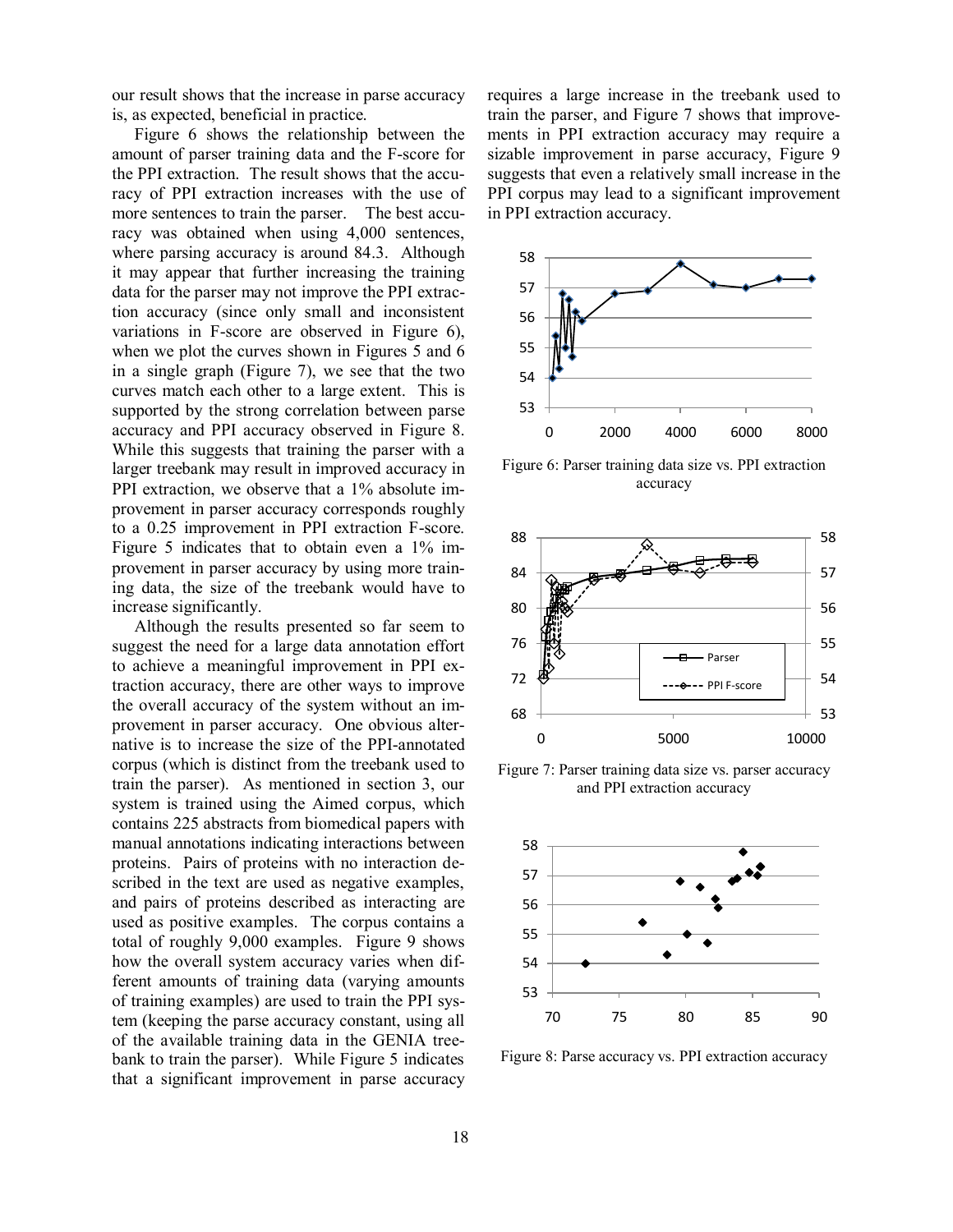our result shows that the increase in parse accuracy is, as expected, beneficial in practice.

Figure 6 shows the relationship between the amount of parser training data and the F-score for the PPI extraction. The result shows that the accuracy of PPI extraction increases with the use of more sentences to train the parser. The best accuracy was obtained when using 4,000 sentences, where parsing accuracy is around 84.3. Although it may appear that further increasing the training data for the parser may not improve the PPI extraction accuracy (since only small and inconsistent variations in F-score are observed in Figure 6), when we plot the curves shown in Figures 5 and 6 in a single graph (Figure 7), we see that the two curves match each other to a large extent. This is supported by the strong correlation between parse accuracy and PPI accuracy observed in Figure 8. While this suggests that training the parser with a larger treebank may result in improved accuracy in PPI extraction, we observe that a 1% absolute improvement in parser accuracy corresponds roughly to a 0.25 improvement in PPI extraction F-score. Figure 5 indicates that to obtain even a 1% improvement in parser accuracy by using more training data, the size of the treebank would have to increase significantly.

Although the results presented so far seem to suggest the need for a large data annotation effort to achieve a meaningful improvement in PPI extraction accuracy, there are other ways to improve the overall accuracy of the system without an improvement in parser accuracy. One obvious alternative is to increase the size of the PPI-annotated corpus (which is distinct from the treebank used to train the parser). As mentioned in section 3, our system is trained using the Aimed corpus, which contains 225 abstracts from biomedical papers with manual annotations indicating interactions between proteins. Pairs of proteins with no interaction described in the text are used as negative examples, and pairs of proteins described as interacting are used as positive examples. The corpus contains a total of roughly 9,000 examples. Figure 9 shows how the overall system accuracy varies when different amounts of training data (varying amounts of training examples) are used to train the PPI system (keeping the parse accuracy constant, using all of the available training data in the GENIA treebank to train the parser). While Figure 5 indicates that a significant improvement in parse accuracy requires a large increase in the treebank used to train the parser, and Figure 7 shows that improvements in PPI extraction accuracy may require a sizable improvement in parse accuracy, Figure 9 suggests that even a relatively small increase in the PPI corpus may lead to a significant improvement in PPI extraction accuracy.

Figure 6: Parser training data size vs. PPI extraction accuracy

Figure 7: Parser training data size vs. parser accuracy and PPI extraction accuracy

Figure 8: Parse accuracy vs. PPI extraction accuracy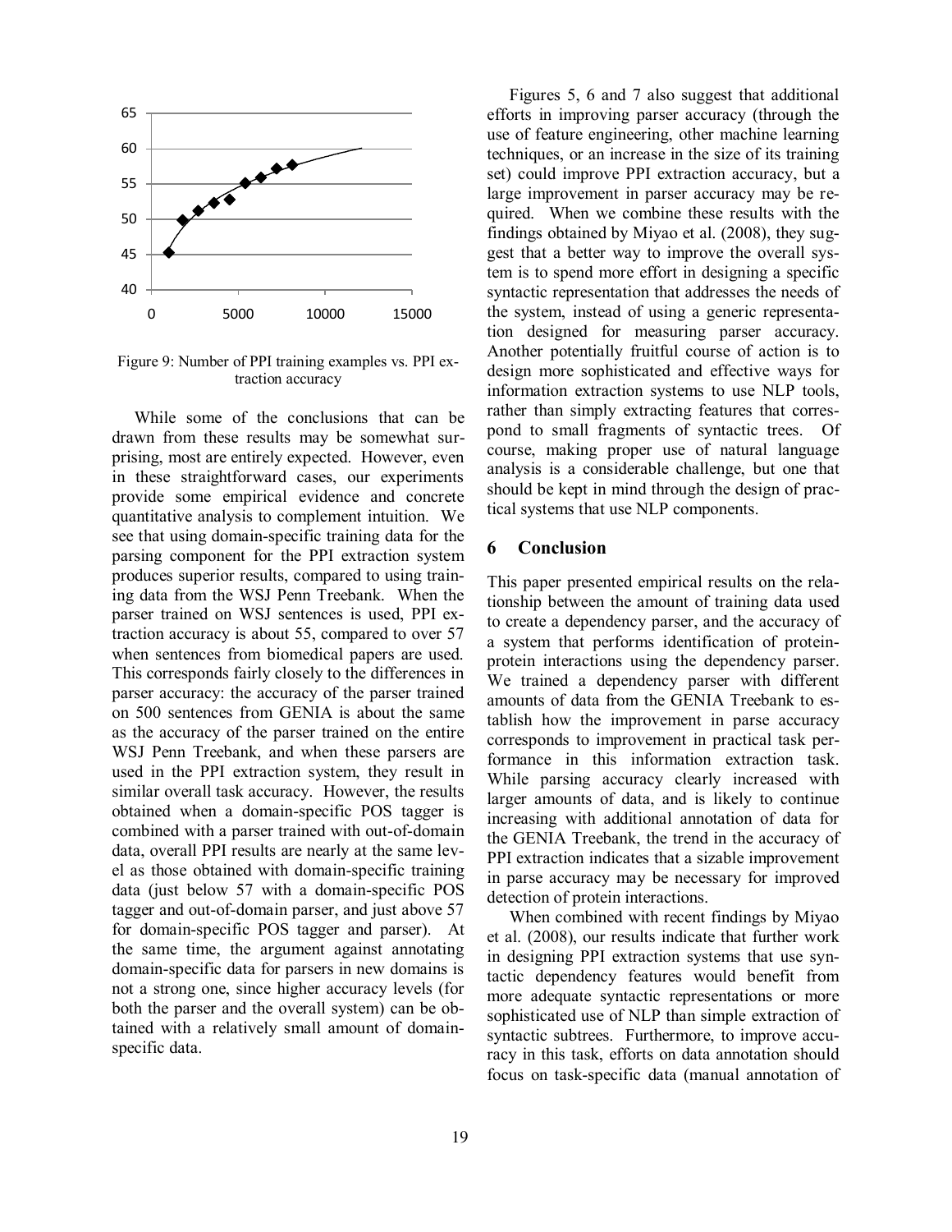Figure 9: Number of PPI training examples vs. PPI extraction accuracy

While some of the conclusions that can be drawn from these results may be somewhat surprising, most are entirely expected. However, even in these straightforward cases, our experiments provide some empirical evidence and concrete quantitative analysis to complement intuition. We see that using domain-specific training data for the parsing component for the PPI extraction system produces superior results, compared to using training data from the WSJ Penn Treebank. When the parser trained on WSJ sentences is used, PPI extraction accuracy is about 55, compared to over 57 when sentences from biomedical papers are used. This corresponds fairly closely to the differences in parser accuracy: the accuracy of the parser trained on 500 sentences from GENIA is about the same as the accuracy of the parser trained on the entire WSJ Penn Treebank, and when these parsers are used in the PPI extraction system, they result in similar overall task accuracy. However, the results obtained when a domain-specific POS tagger is combined with a parser trained with out-of-domain data, overall PPI results are nearly at the same level as those obtained with domain-specific training data (just below 57 with a domain-specific POS tagger and out-of-domain parser, and just above 57 for domain-specific POS tagger and parser). At the same time, the argument against annotating domain-specific data for parsers in new domains is not a strong one, since higher accuracy levels (for both the parser and the overall system) can be obtained with a relatively small amount of domain-specific data.

Figures 5, 6 and 7 also suggest that additional efforts in improving parser accuracy (through the use of feature engineering, other machine learning techniques, or an increase in the size of its training set) could improve PPI extraction accuracy, but a large improvement in parser accuracy may be required. When we combine these results with the findings obtained by Miyao et al. (2008), they suggest that a better way to improve the overall system is to spend more effort in designing a specific syntactic representation that addresses the needs of the system, instead of using a generic representation designed for measuring parser accuracy. Another potentially fruitful course of action is to design more sophisticated and effective ways for information extraction systems to use NLP tools, rather than simply extracting features that correspond to small fragments of syntactic trees. Of course, making proper use of natural language analysis is a considerable challenge, but one that should be kept in mind through the design of practical systems that use NLP components.

## 6 Conclusion

This paper presented empirical results on the relationship between the amount of training data used to create a dependency parser, and the accuracy of a system that performs identification of protein-protein interactions using the dependency parser. We trained a dependency parser with different amounts of data from the GENIA Treebank to establish how the improvement in parse accuracy corresponds to improvement in practical task performance in this information extraction task. While parsing accuracy clearly increased with larger amounts of data, and is likely to continue increasing with additional annotation of data for the GENIA Treebank, the trend in the accuracy of PPI extraction indicates that a sizable improvement in parse accuracy may be necessary for improved detection of protein interactions.

When combined with recent findings by Miyao et al. (2008), our results indicate that further work in designing PPI extraction systems that use syntactic dependency features would benefit from more adequate syntactic representations or more sophisticated use of NLP than simple extraction of syntactic subtrees. Furthermore, to improve accuracy in this task, efforts on data annotation should focus on task-specific data (manual annotation of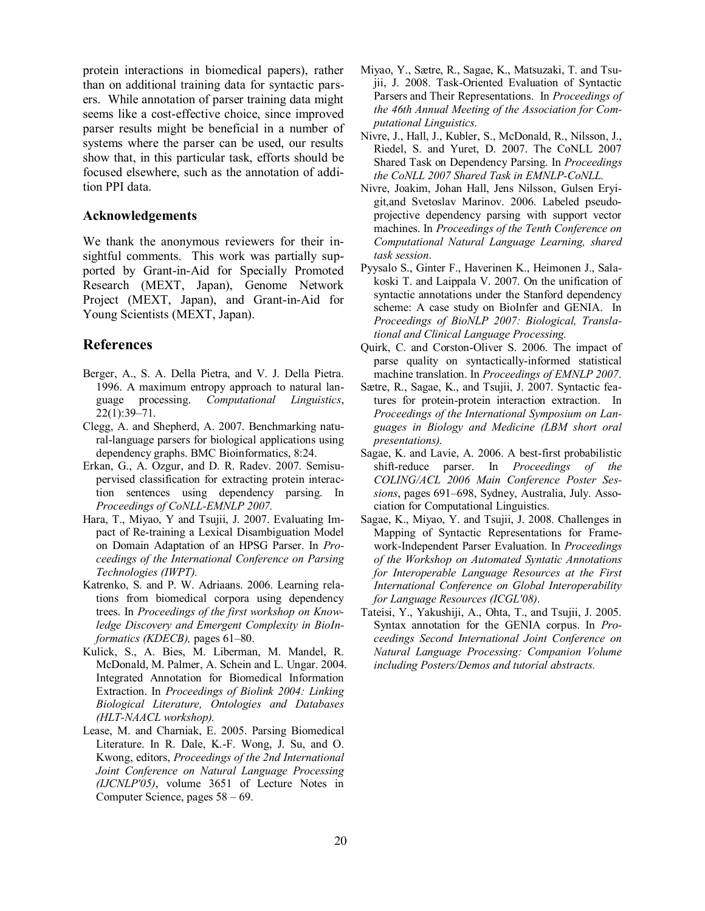protein interactions in biomedical papers), rather than on additional training data for syntactic parsers. While annotation of parser training data might seems like a cost-effective choice, since improved parser results might be beneficial in a number of systems where the parser can be used, our results show that, in this particular task, efforts should be focused elsewhere, such as the annotation of addition PPI data.

## Acknowledgements

We thank the anonymous reviewers for their insightful comments. This work was partially supported by Grant-in-Aid for Specially Promoted Research (MEXT, Japan), Genome Network Project (MEXT, Japan), and Grant-in-Aid for Young Scientists (MEXT, Japan).

## References

Berger, A., S. A. Della Pietra, and V. J. Della Pietra. 1996. A maximum entropy approach to natural language processing. *Computational Linguistics*, 22(1):39–71.

Clegg, A. and Shepherd, A. 2007. Benchmarking natural-language parsers for biological applications using dependency graphs. BMC Bioinformatics, 8:24.

Erkan, G., A. Ozgur, and D. R. Radev. 2007. Semisupervised classification for extracting protein interaction sentences using dependency parsing. In *Proceedings of CoNLL-EMNLP 2007.*

Hara, T., Miyao, Y and Tsujii, J. 2007. Evaluating Impact of Re-training a Lexical Disambiguation Model on Domain Adaptation of an HPSG Parser. In *Proceedings of the International Conference on Parsing Technologies (IWPT).*

Katrenko, S. and P. W. Adriaans. 2006. Learning relations from biomedical corpora using dependency trees. In *Proceedings of the first workshop on Knowledge Discovery and Emergent Complexity in BioInformatics (KDECB),* pages 61–80.

Kulick, S., A. Bies, M. Liberman, M. Mandel, R. McDonald, M. Palmer, A. Schein and L. Ungar. 2004. Integrated Annotation for Biomedical Information Extraction. In *Proceedings of Biolink 2004: Linking Biological Literature, Ontologies and Databases (HLT-NAACL workshop).*

Lease, M. and Charniak, E. 2005. Parsing Biomedical Literature. In R. Dale, K.-F. Wong, J. Su, and O. Kwong, editors, *Proceedings of the 2nd International Joint Conference on Natural Language Processing (IJCNLP'05)*, volume 3651 of Lecture Notes in Computer Science, pages 58 – 69.

Miyao, Y., Sætre, R., Sagae, K., Matsuzaki, T. and Tsujii, J. 2008. Task-Oriented Evaluation of Syntactic Parsers and Their Representations. In *Proceedings of the 46th Annual Meeting of the Association for Computational Linguistics.*

Nivre, J., Hall, J., Kubler, S., McDonald, R., Nilsson, J., Riedel, S. and Yuret, D. 2007. The CoNLL 2007 Shared Task on Dependency Parsing. In *Proceedings the CoNLL 2007 Shared Task in EMNLP-CoNLL.*

Nivre, Joakim, Johan Hall, Jens Nilsson, Gulsen Eryigit,and Svetoslav Marinov. 2006. Labeled pseudo-projective dependency parsing with support vector machines. In *Proceedings of the Tenth Conference on Computational Natural Language Learning, shared task session*.

Pyysalo S., Ginter F., Haverinen K., Heimonen J., Salakoski T. and Laippala V. 2007. On the unification of syntactic annotations under the Stanford dependency scheme: A case study on BioInfer and GENIA. In *Proceedings of BioNLP 2007: Biological, Translational and Clinical Language Processing.*

Quirk, C. and Corston-Oliver S. 2006. The impact of parse quality on syntactically-informed statistical machine translation. In *Proceedings of EMNLP 2007*.

Sætre, R., Sagae, K., and Tsujii, J. 2007. Syntactic features for protein-protein interaction extraction. In *Proceedings of the International Symposium on Languages in Biology and Medicine (LBM short oral presentations).*

Sagae, K. and Lavie, A. 2006. A best-first probabilistic shift-reduce parser. In *Proceedings of the COLING/ACL 2006 Main Conference Poster Sessions*, pages 691–698, Sydney, Australia, July. Association for Computational Linguistics.

Sagae, K., Miyao, Y. and Tsujii, J. 2008. Challenges in Mapping of Syntactic Representations for Framework-Independent Parser Evaluation. In *Proceedings of the Workshop on Automated Syntatic Annotations for Interoperable Language Resources at the First International Conference on Global Interoperability for Language Resources (ICGL'08)*.

Tateisi, Y., Yakushiji, A., Ohta, T., and Tsujii, J. 2005. Syntax annotation for the GENIA corpus. In *Proceedings Second International Joint Conference on Natural Language Processing: Companion Volume including Posters/Demos and tutorial abstracts.*